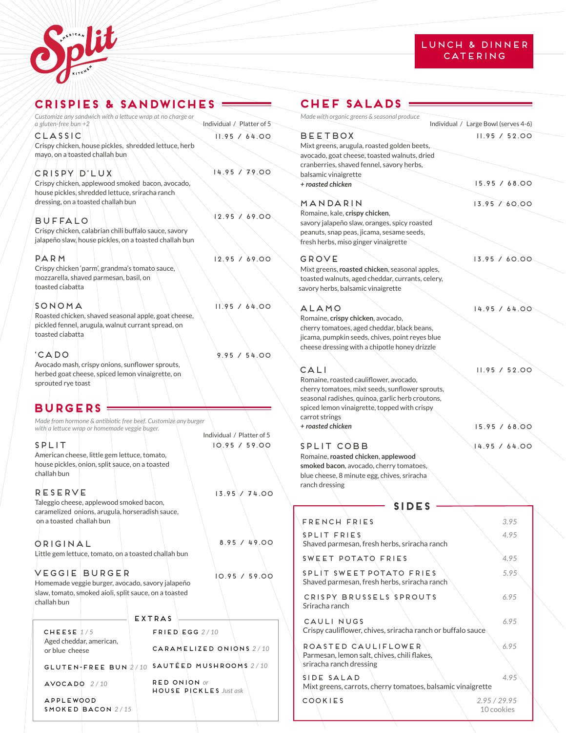# Split American Kitchen

**LUNCH & DINNER CATERING**

## CRISPIES & SANDWICHES

*Customize any sandwich with a lettuce wrap at no charge or a gluten-free bun +2*

Individual / Platter of 5

### CLASSIC — 11.95 / 64.00
Crispy chicken, house pickles, shredded lettuce, herb mayo, on a toasted challah bun

### CRISPY D'LUX — 14.95 / 79.00
Crispy chicken, applewood smoked bacon, avocado, house pickles, shredded lettuce, sriracha ranch dressing, on a toasted challah bun

### BUFFALO — 12.95 / 69.00
Crispy chicken, calabrian chili buffalo sauce, savory jalapeño slaw, house pickles, on a toasted challah bun

### PARM — 12.95 / 69.00
Crispy chicken 'parm', grandma's tomato sauce, mozzarella, shaved parmesan, basil, on toasted ciabatta

### SONOMA — 11.95 / 64.00
Roasted chicken, shaved seasonal apple, goat cheese, pickled fennel, arugula, walnut currant spread, on toasted ciabatta

### 'CADO — 9.95 / 54.00
Avocado mash, crispy onions, sunflower sprouts, herbed goat cheese, spiced lemon vinaigrette, on sprouted rye toast

## BURGERS

*Made from hormone & antibiotic free beef. Customize any burger with a lettuce wrap or homemade veggie buger.*

Individual / Platter of 5

### SPLIT — 10.95 / 59.00
American cheese, little gem lettuce, tomato, house pickles, onion, split sauce, on a toasted challah bun

### RESERVE — 13.95 / 74.00
Taleggio cheese, applewood smoked bacon, caramelized onions, arugula, horseradish sauce, on a toasted challah bun

### ORIGINAL — 8.95 / 49.00
Little gem lettuce, tomato, on a toasted challah bun

### VEGGIE BURGER — 10.95 / 59.00
Homemade veggie burger, avocado, savory jalapeño slaw, tomato, smoked aioli, split sauce, on a toasted challah bun

### EXTRAS

- CHEESE *1 / 5* — Aged cheddar, american, or blue cheese
- GLUTEN-FREE BUN *2 / 10*
- AVOCADO *2 / 10*
- APPLEWOOD SMOKED BACON *2 / 15*
- FRIED EGG *2 / 10*
- CARAMELIZED ONIONS *2 / 10*
- SAUTÉED MUSHROOMS *2 / 10*
- RED ONION *or* HOUSE PICKLES *Just ask*

## CHEF SALADS

*Made with organic greens & seasonal produce*

Individual / Large Bowl (serves 4-6)

### BEETBOX — 11.95 / 52.00
Mixt greens, arugula, roasted golden beets, avocado, goat cheese, toasted walnuts, dried cranberries, shaved fennel, savory herbs, balsamic vinaigrette

*+ roasted chicken* — 15.95 / 68.00

### MANDARIN — 13.95 / 60.00
Romaine, kale, **crispy chicken**, savory jalapeño slaw, oranges, spicy roasted peanuts, snap peas, jicama, sesame seeds, fresh herbs, miso ginger vinaigrette

### GROVE — 13.95 / 60.00
Mixt greens, **roasted chicken**, seasonal apples, toasted walnuts, aged cheddar, currants, celery, savory herbs, balsamic vinaigrette

### ALAMO — 14.95 / 64.00
Romaine, **crispy chicken**, avocado, cherry tomatoes, aged cheddar, black beans, jicama, pumpkin seeds, chives, point reyes blue cheese dressing with a chipotle honey drizzle

### CALI — 11.95 / 52.00
Romaine, roasted cauliflower, avocado, cherry tomatoes, mixt seeds, sunflower sprouts, seasonal radishes, quinoa, garlic herb croutons, spiced lemon vinaigrette, topped with crispy carrot strings

*+ roasted chicken* — 15.95 / 68.00

### SPLIT COBB — 14.95 / 64.00
Romaine, **roasted chicken**, **applewood smoked bacon**, avocado, cherry tomatoes, blue cheese, 8 minute egg, chives, sriracha ranch dressing

## SIDES

| Item | Price |
|---|---|
| FRENCH FRIES | 3.95 |
| SPLIT FRIES — Shaved parmesan, fresh herbs, sriracha ranch | 4.95 |
| SWEET POTATO FRIES | 4.95 |
| SPLIT SWEET POTATO FRIES — Shaved parmesan, fresh herbs, sriracha ranch | 5.95 |
| CRISPY BRUSSELS SPROUTS — Sriracha ranch | 6.95 |
| CAULI NUGS — Crispy cauliflower, chives, sriracha ranch or buffalo sauce | 6.95 |
| ROASTED CAULIFLOWER — Parmesan, lemon salt, chives, chili flakes, sriracha ranch dressing | 6.95 |
| SIDE SALAD — Mixt greens, carrots, cherry tomatoes, balsamic vinaigrette | 4.95 |
| COOKIES | 2.95 / 29.95 10 cookies |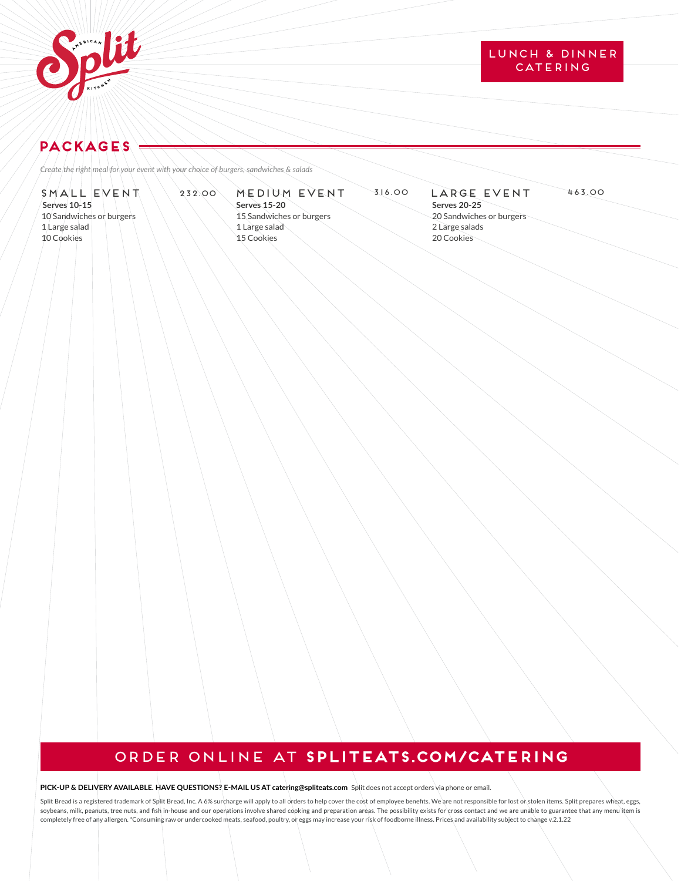LUNCH & DINNER CATERING

## PACKAGES

*Create the right meal for your event with your choice of burgers, sandwiches & salads*

### SMALL EVENT — 232.00

**Serves 10-15**
10 Sandwiches or burgers
1 Large salad
10 Cookies

### MEDIUM EVENT — 316.00

**Serves 15-20**
15 Sandwiches or burgers
1 Large salad
15 Cookies

### LARGE EVENT — 463.00

**Serves 20-25**
20 Sandwiches or burgers
2 Large salads
20 Cookies

## ORDER ONLINE AT **SPLITEATS.COM/CATERING**

**PICK-UP & DELIVERY AVAILABLE. HAVE QUESTIONS? E-MAIL US AT catering@spliteats.com** Split does not accept orders via phone or email.

Split Bread is a registered trademark of Split Bread, Inc. A 6% surcharge will apply to all orders to help cover the cost of employee benefits. We are not responsible for lost or stolen items. Split prepares wheat, eggs, soybeans, milk, peanuts, tree nuts, and fish in-house and our operations involve shared cooking and preparation areas. The possibility exists for cross contact and we are unable to guarantee that any menu item is completely free of any allergen. *Consuming raw or undercooked meats, seafood, poultry, or eggs may increase your risk of foodborne illness. Prices and availability subject to change v.2.1.22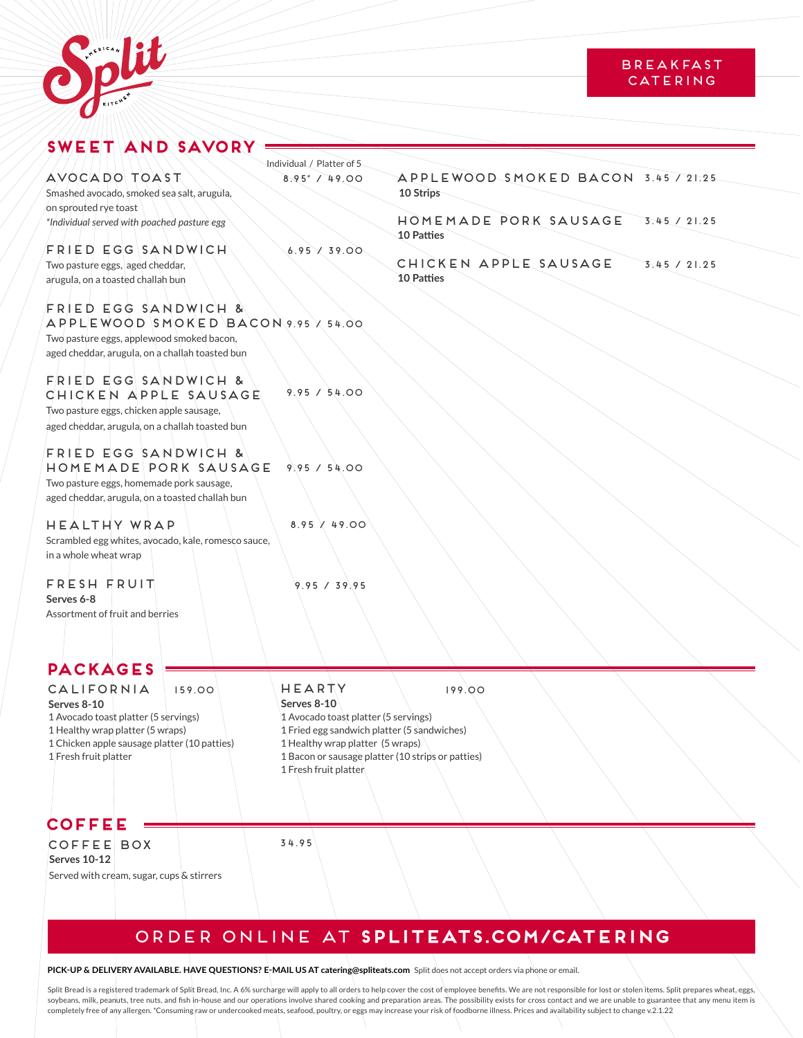Split American Kitchen

BREAKFAST CATERING

## SWEET AND SAVORY

Individual / Platter of 5

### AVOCADO TOAST 8.95* / 49.00

Smashed avocado, smoked sea salt, arugula, on sprouted rye toast

*Individual served with poached pasture egg*

### FRIED EGG SANDWICH 6.95 / 39.00

Two pasture eggs, aged cheddar, arugula, on a toasted challah bun

### FRIED EGG SANDWICH & APPLEWOOD SMOKED BACON 9.95 / 54.00

Two pasture eggs, applewood smoked bacon, aged cheddar, arugula, on a challah toasted bun

### FRIED EGG SANDWICH & CHICKEN APPLE SAUSAGE 9.95 / 54.00

Two pasture eggs, chicken apple sausage, aged cheddar, arugula, on a challah toasted bun

### FRIED EGG SANDWICH & HOMEMADE PORK SAUSAGE 9.95 / 54.00

Two pasture eggs, homemade pork sausage, aged cheddar, arugula, on a toasted challah bun

### HEALTHY WRAP 8.95 / 49.00

Scrambled egg whites, avocado, kale, romesco sauce, in a whole wheat wrap

### FRESH FRUIT 9.95 / 39.95

**Serves 6-8**

Assortment of fruit and berries

### APPLEWOOD SMOKED BACON 3.45 / 21.25

**10 Strips**

### HOMEMADE PORK SAUSAGE 3.45 / 21.25

**10 Patties**

### CHICKEN APPLE SAUSAGE 3.45 / 21.25

**10 Patties**

## PACKAGES

### CALIFORNIA 159.00

**Serves 8-10**

1 Avocado toast platter (5 servings)
1 Healthy wrap platter (5 wraps)
1 Chicken apple sausage platter (10 patties)
1 Fresh fruit platter

### HEARTY 199.00

**Serves 8-10**

1 Avocado toast platter (5 servings)
1 Fried egg sandwich platter (5 sandwiches)
1 Healthy wrap platter (5 wraps)
1 Bacon or sausage platter (10 strips or patties)
1 Fresh fruit platter

## COFFEE

### COFFEE BOX 34.95

**Serves 10-12**

Served with cream, sugar, cups & stirrers

## ORDER ONLINE AT **SPLITEATS.COM/CATERING**

**PICK-UP & DELIVERY AVAILABLE. HAVE QUESTIONS? E-MAIL US AT catering@spliteats.com** Split does not accept orders via phone or email.

Split Bread is a registered trademark of Split Bread, Inc. A 6% surcharge will apply to all orders to help cover the cost of employee benefits. We are not responsible for lost or stolen items. Split prepares wheat, eggs, soybeans, milk, peanuts, tree nuts, and fish in-house and our operations involve shared cooking and preparation areas. The possibility exists for cross contact and we are unable to guarantee that any menu item is completely free of any allergen. *Consuming raw or undercooked meats, seafood, poultry, or eggs may increase your risk of foodborne illness. Prices and availability subject to change v.2.1.22